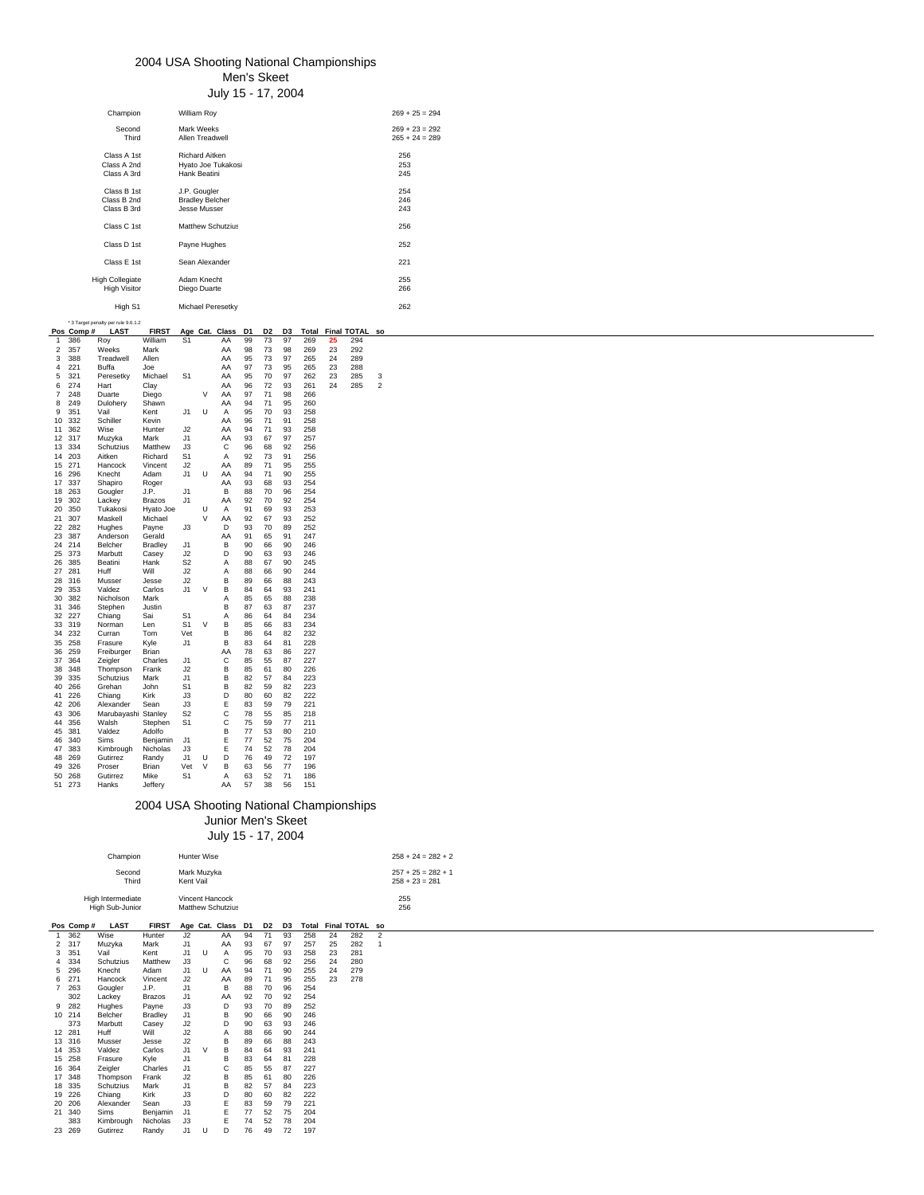# 2004 USA Shooting National Championships

## Men's Skeet

### July 15 - 17, 2004

| | | |
|---|---|---|
| Champion | William Roy | 269 + 25 = 294 |
| Second | Mark Weeks | 269 + 23 = 292 |
| Third | Allen Treadwell | 265 + 24 = 289 |
| Class A 1st | Richard Aitken | 256 |
| Class A 2nd | Hyato Joe Tukakosi | 253 |
| Class A 3rd | Hank Beatini | 245 |
| Class B 1st | J.P. Gougler | 254 |
| Class B 2nd | Bradley Belcher | 246 |
| Class B 3rd | Jesse Musser | 243 |
| Class C 1st | Matthew Schutzius | 256 |
| Class D 1st | Payne Hughes | 252 |
| Class E 1st | Sean Alexander | 221 |
| High Collegiate | Adam Knecht | 255 |
| High Visitor | Diego Duarte | 266 |
| High S1 | Michael Peresetky | 262 |

* 3 Target penalty per rule 9.8.1.2

| Pos | Comp # | LAST | FIRST | Age | Cat. | Class | D1 | D2 | D3 | Total | Final | TOTAL | so |
|---|---|---|---|---|---|---|---|---|---|---|---|---|---|
| 1 | 386 | Roy | William | S1 | | AA | 99 | 73 | 97 | 269 | 25 | 294 | |
| 2 | 357 | Weeks | Mark | | | AA | 98 | 73 | 98 | 269 | 23 | 292 | |
| 3 | 388 | Treadwell | Allen | | | AA | 95 | 73 | 97 | 265 | 24 | 289 | |
| 4 | 221 | Buffa | Joe | | | AA | 97 | 73 | 95 | 265 | 23 | 288 | |
| 5 | 321 | Peresetky | Michael | S1 | | AA | 95 | 70 | 97 | 262 | 23 | 285 | 3 |
| 6 | 274 | Hart | Clay | | | AA | 96 | 72 | 93 | 261 | 24 | 285 | 2 |
| 7 | 248 | Duarte | Diego | | V | AA | 97 | 71 | 98 | 266 | | | |
| 8 | 249 | Dulohery | Shawn | | | AA | 94 | 71 | 95 | 260 | | | |
| 9 | 351 | Vail | Kent | J1 | U | A | 95 | 70 | 93 | 258 | | | |
| 10 | 332 | Schiller | Kevin | | | AA | 96 | 71 | 91 | 258 | | | |
| 11 | 362 | Wise | Hunter | J2 | | AA | 94 | 71 | 93 | 258 | | | |
| 12 | 317 | Muzyka | Mark | J1 | | AA | 93 | 67 | 97 | 257 | | | |
| 13 | 334 | Schutzius | Matthew | J3 | | C | 96 | 68 | 92 | 256 | | | |
| 14 | 203 | Aitken | Richard | S1 | | A | 92 | 73 | 91 | 256 | | | |
| 15 | 271 | Hancock | Vincent | J2 | | AA | 89 | 71 | 95 | 255 | | | |
| 16 | 296 | Knecht | Adam | J1 | U | AA | 94 | 71 | 90 | 255 | | | |
| 17 | 337 | Shapiro | Roger | | | AA | 93 | 68 | 93 | 254 | | | |
| 18 | 263 | Gougler | J.P. | J1 | | B | 88 | 70 | 96 | 254 | | | |
| 19 | 302 | Lackey | Brazos | J1 | | AA | 92 | 70 | 92 | 254 | | | |
| 20 | 350 | Tukakosi | Hyato Joe | | U | A | 91 | 69 | 93 | 253 | | | |
| 21 | 307 | Maskell | Michael | | V | AA | 92 | 67 | 93 | 252 | | | |
| 22 | 282 | Hughes | Payne | J3 | | D | 93 | 70 | 89 | 252 | | | |
| 23 | 387 | Anderson | Gerald | | | AA | 91 | 65 | 91 | 247 | | | |
| 24 | 214 | Belcher | Bradley | J1 | | B | 90 | 66 | 90 | 246 | | | |
| 25 | 373 | Marbutt | Casey | J2 | | D | 90 | 63 | 93 | 246 | | | |
| 26 | 385 | Beatini | Hank | S2 | | A | 88 | 67 | 90 | 245 | | | |
| 27 | 281 | Huff | Will | J2 | | A | 88 | 66 | 90 | 244 | | | |
| 28 | 316 | Musser | Jesse | J2 | | B | 89 | 66 | 88 | 243 | | | |
| 29 | 353 | Valdez | Carlos | J1 | V | B | 84 | 64 | 93 | 241 | | | |
| 30 | 382 | Nicholson | Mark | | | A | 85 | 65 | 88 | 238 | | | |
| 31 | 346 | Stephen | Justin | | | B | 87 | 63 | 87 | 237 | | | |
| 32 | 227 | Chiang | Sai | S1 | | A | 86 | 64 | 84 | 234 | | | |
| 33 | 319 | Norman | Len | S1 | V | B | 85 | 66 | 83 | 234 | | | |
| 34 | 232 | Curran | Tom | Vet | | B | 86 | 64 | 82 | 232 | | | |
| 35 | 258 | Frasure | Kyle | J1 | | B | 83 | 64 | 81 | 228 | | | |
| 36 | 259 | Freiburger | Brian | | | AA | 78 | 63 | 86 | 227 | | | |
| 37 | 364 | Zeigler | Charles | J1 | | C | 85 | 55 | 87 | 227 | | | |
| 38 | 348 | Thompson | Frank | J2 | | B | 85 | 61 | 80 | 226 | | | |
| 39 | 335 | Schutzius | Mark | J1 | | B | 82 | 57 | 84 | 223 | | | |
| 40 | 266 | Grehan | John | S1 | | B | 82 | 59 | 82 | 223 | | | |
| 41 | 226 | Chiang | Kirk | J3 | | D | 80 | 60 | 82 | 222 | | | |
| 42 | 206 | Alexander | Sean | J3 | | E | 83 | 59 | 79 | 221 | | | |
| 43 | 306 | Marubayashi | Stanley | S2 | | C | 78 | 55 | 85 | 218 | | | |
| 44 | 356 | Walsh | Stephen | S1 | | C | 75 | 59 | 77 | 211 | | | |
| 45 | 381 | Valdez | Adolfo | | | B | 77 | 53 | 80 | 210 | | | |
| 46 | 340 | Sims | Benjamin | J1 | | E | 77 | 52 | 75 | 204 | | | |
| 47 | 383 | Kimbrough | Nicholas | J3 | | E | 74 | 52 | 78 | 204 | | | |
| 48 | 269 | Gutirrez | Randy | J1 | U | D | 76 | 49 | 72 | 197 | | | |
| 49 | 326 | Proser | Brian | Vet | V | B | 63 | 56 | 77 | 196 | | | |
| 50 | 268 | Gutirrez | Mike | S1 | | A | 63 | 52 | 71 | 186 | | | |
| 51 | 273 | Hanks | Jeffery | | | AA | 57 | 38 | 56 | 151 | | | |

# 2004 USA Shooting National Championships

## Junior Men's Skeet

### July 15 - 17, 2004

| | | |
|---|---|---|
| Champion | Hunter Wise | 258 + 24 = 282 + 2 |
| Second | Mark Muzyka | 257 + 25 = 282 + 1 |
| Third | Kent Vail | 258 + 23 = 281 |
| High Intermediate | Vincent Hancock | 255 |
| High Sub-Junior | Matthew Schutzius | 256 |

| Pos | Comp # | LAST | FIRST | Age | Cat. | Class | D1 | D2 | D3 | Total | Final | TOTAL | so |
|---|---|---|---|---|---|---|---|---|---|---|---|---|---|
| 1 | 362 | Wise | Hunter | J2 | | AA | 94 | 71 | 93 | 258 | 24 | 282 | 2 |
| 2 | 317 | Muzyka | Mark | J1 | | AA | 93 | 67 | 97 | 257 | 25 | 282 | 1 |
| 3 | 351 | Vail | Kent | J1 | U | A | 95 | 70 | 93 | 258 | 23 | 281 | |
| 4 | 334 | Schutzius | Matthew | J3 | | C | 96 | 68 | 92 | 256 | 24 | 280 | |
| 5 | 296 | Knecht | Adam | J1 | U | AA | 94 | 71 | 90 | 255 | 24 | 279 | |
| 6 | 271 | Hancock | Vincent | J2 | | AA | 89 | 71 | 95 | 255 | 23 | 278 | |
| 7 | 263 | Gougler | J.P. | J1 | | B | 88 | 70 | 96 | 254 | | | |
| | 302 | Lackey | Brazos | J1 | | AA | 92 | 70 | 92 | 254 | | | |
| 9 | 282 | Hughes | Payne | J3 | | D | 93 | 70 | 89 | 252 | | | |
| 10 | 214 | Belcher | Bradley | J1 | | B | 90 | 66 | 90 | 246 | | | |
| | 373 | Marbutt | Casey | J2 | | D | 90 | 63 | 93 | 246 | | | |
| 12 | 281 | Huff | Will | J2 | | A | 88 | 66 | 90 | 244 | | | |
| 13 | 316 | Musser | Jesse | J2 | | B | 89 | 66 | 88 | 243 | | | |
| 14 | 353 | Valdez | Carlos | J1 | V | B | 84 | 64 | 93 | 241 | | | |
| 15 | 258 | Frasure | Kyle | J1 | | B | 83 | 64 | 81 | 228 | | | |
| 16 | 364 | Zeigler | Charles | J1 | | C | 85 | 55 | 87 | 227 | | | |
| 17 | 348 | Thompson | Frank | J2 | | B | 85 | 61 | 80 | 226 | | | |
| 18 | 335 | Schutzius | Mark | J1 | | B | 82 | 57 | 84 | 223 | | | |
| 19 | 226 | Chiang | Kirk | J3 | | D | 80 | 60 | 82 | 222 | | | |
| 20 | 206 | Alexander | Sean | J3 | | E | 83 | 59 | 79 | 221 | | | |
| 21 | 340 | Sims | Benjamin | J1 | | E | 77 | 52 | 75 | 204 | | | |
| | 383 | Kimbrough | Nicholas | J3 | | E | 74 | 52 | 78 | 204 | | | |
| 23 | 269 | Gutirrez | Randy | J1 | U | D | 76 | 49 | 72 | 197 | | | |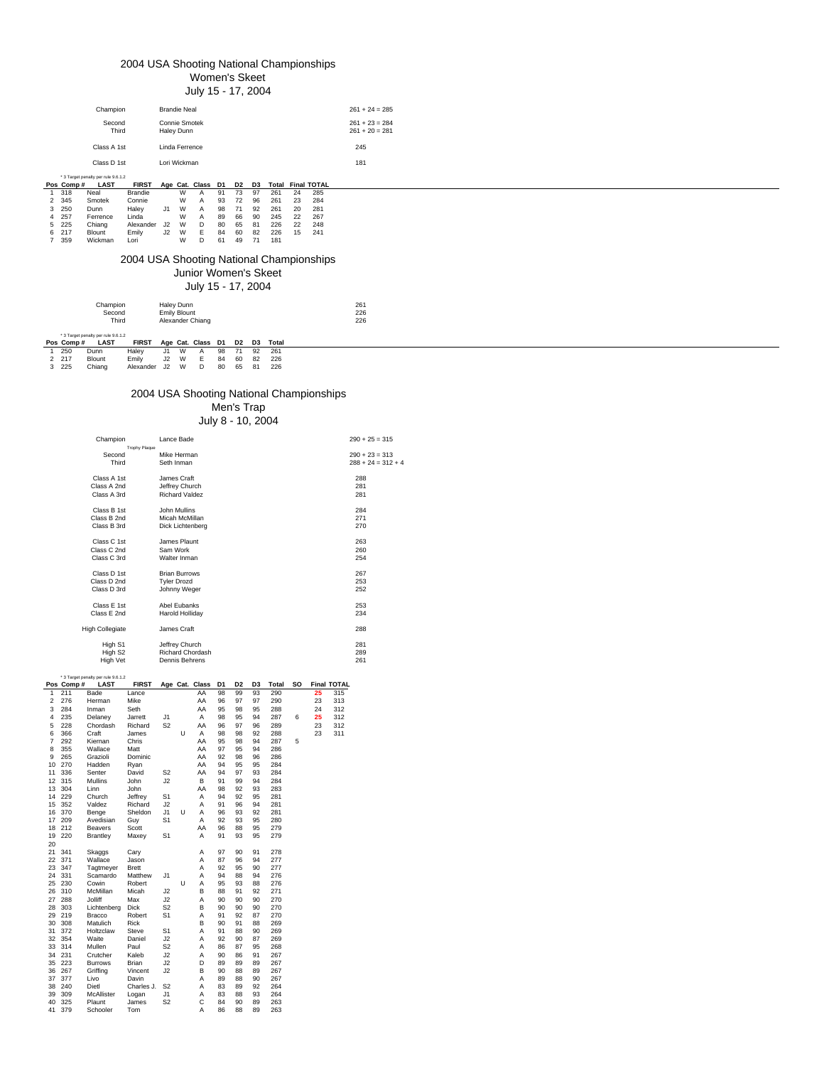# 2004 USA Shooting National Championships

## Women's Skeet

### July 15 - 17, 2004

| | | |
|---|---|---|
| Champion | Brandie Neal | 261 + 24 = 285 |
| Second | Connie Smotek | 261 + 23 = 284 |
| Third | Haley Dunn | 261 + 20 = 281 |
| Class A 1st | Linda Ferrence | 245 |
| Class D 1st | Lori Wickman | 181 |

* 3 Target penalty per rule 9.6.1.2

| Pos | Comp # | LAST | FIRST | Age | Cat. | Class | D1 | D2 | D3 | Total | Final | TOTAL |
|---|---|---|---|---|---|---|---|---|---|---|---|---|
| 1 | 318 | Neal | Brandie | | W | A | 91 | 73 | 97 | 261 | 24 | 285 |
| 2 | 345 | Smotek | Connie | | W | A | 93 | 72 | 96 | 261 | 23 | 284 |
| 3 | 250 | Dunn | Haley | J1 | W | A | 98 | 71 | 92 | 261 | 20 | 281 |
| 4 | 257 | Ferrence | Linda | | W | A | 89 | 66 | 90 | 245 | 22 | 267 |
| 5 | 225 | Chiang | Alexander | J2 | W | D | 80 | 65 | 81 | 226 | 22 | 248 |
| 6 | 217 | Blount | Emily | J2 | W | E | 84 | 60 | 82 | 226 | 15 | 241 |
| 7 | 359 | Wickman | Lori | | W | D | 61 | 49 | 71 | 181 | | |

# 2004 USA Shooting National Championships

## Junior Women's Skeet

### July 15 - 17, 2004

| | | |
|---|---|---|
| Champion | Haley Dunn | 261 |
| Second | Emily Blount | 226 |
| Third | Alexander Chiang | 226 |

* 3 Target penalty per rule 9.6.1.2

| Pos | Comp # | LAST | FIRST | Age | Cat. | Class | D1 | D2 | D3 | Total |
|---|---|---|---|---|---|---|---|---|---|---|
| 1 | 250 | Dunn | Haley | J1 | W | A | 98 | 71 | 92 | 261 |
| 2 | 217 | Blount | Emily | J2 | W | E | 84 | 60 | 82 | 226 |
| 3 | 225 | Chiang | Alexander | J2 | W | D | 80 | 65 | 81 | 226 |

# 2004 USA Shooting National Championships

## Men's Trap

### July 8 - 10, 2004

| | | | |
|---|---|---|---|
| Champion | Trophy Plaque | Lance Bade | 290 + 25 = 315 |
| Second | | Mike Herman | 290 + 23 = 313 |
| Third | | Seth Inman | 288 + 24 = 312 + 4 |
| Class A 1st | | James Craft | 288 |
| Class A 2nd | | Jeffrey Church | 281 |
| Class A 3rd | | Richard Valdez | 281 |
| Class B 1st | | John Mullins | 284 |
| Class B 2nd | | Micah McMillan | 271 |
| Class B 3rd | | Dick Lichtenberg | 270 |
| Class C 1st | | James Plaunt | 263 |
| Class C 2nd | | Sam Work | 260 |
| Class C 3rd | | Walter Inman | 254 |
| Class D 1st | | Brian Burrows | 267 |
| Class D 2nd | | Tyler Drozd | 253 |
| Class D 3rd | | Johnny Weger | 252 |
| Class E 1st | | Abel Eubanks | 253 |
| Class E 2nd | | Harold Holliday | 234 |
| High Collegiate | | James Craft | 288 |
| High S1 | | Jeffrey Church | 281 |
| High S2 | | Richard Chordash | 289 |
| High Vet | | Dennis Behrens | 261 |

* 3 Target penalty per rule 9.6.1.2

| Pos | Comp # | LAST | FIRST | Age | Cat. | Class | D1 | D2 | D3 | Total | SO | Final | TOTAL |
|---|---|---|---|---|---|---|---|---|---|---|---|---|---|
| 1 | 211 | Bade | Lance | | | AA | 98 | 99 | 93 | 290 | | **25** | 315 |
| 2 | 276 | Herman | Mike | | | AA | 96 | 97 | 97 | 290 | | 23 | 313 |
| 3 | 284 | Inman | Seth | | | AA | 95 | 98 | 95 | 288 | | 24 | 312 |
| 4 | 235 | Delaney | Jarrett | J1 | | A | 98 | 95 | 94 | 287 | 6 | **25** | 312 |
| 5 | 228 | Chordash | Richard | S2 | | AA | 96 | 97 | 96 | 289 | | 23 | 312 |
| 6 | 366 | Craft | James | | U | A | 98 | 98 | 92 | 288 | | 23 | 311 |
| 7 | 292 | Kiernan | Chris | | | AA | 95 | 98 | 94 | 287 | 5 | | |
| 8 | 355 | Wallace | Matt | | | AA | 97 | 95 | 94 | 286 | | | |
| 9 | 265 | Grazioli | Dominic | | | AA | 92 | 98 | 96 | 286 | | | |
| 10 | 270 | Hadden | Ryan | | | AA | 94 | 95 | 95 | 284 | | | |
| 11 | 336 | Senter | David | S2 | | AA | 94 | 97 | 93 | 284 | | | |
| 12 | 315 | Mullins | John | J2 | | B | 91 | 99 | 94 | 284 | | | |
| 13 | 304 | Linn | John | | | AA | 98 | 92 | 93 | 283 | | | |
| 14 | 229 | Church | Jeffrey | S1 | | A | 94 | 92 | 95 | 281 | | | |
| 15 | 352 | Valdez | Richard | J2 | | A | 91 | 96 | 94 | 281 | | | |
| 16 | 370 | Benge | Sheldon | J1 | U | A | 96 | 93 | 92 | 281 | | | |
| 17 | 209 | Avedisian | Guy | S1 | | A | 92 | 93 | 95 | 280 | | | |
| 18 | 212 | Beavers | Scott | | | AA | 96 | 88 | 95 | 279 | | | |
| 19 | 220 | Brantley | Maxey | S1 | | A | 91 | 93 | 95 | 279 | | | |
| 20 | | | | | | | | | | | | | |
| 21 | 341 | Skaggs | Cary | | | A | 97 | 90 | 91 | 278 | | | |
| 22 | 371 | Wallace | Jason | | | A | 87 | 96 | 94 | 277 | | | |
| 23 | 347 | Tagtmeyer | Brett | | | A | 92 | 95 | 90 | 277 | | | |
| 24 | 331 | Scamardo | Matthew | J1 | | A | 94 | 88 | 94 | 276 | | | |
| 25 | 230 | Cowin | Robert | | U | A | 95 | 93 | 88 | 276 | | | |
| 26 | 310 | McMillan | Micah | J2 | | B | 88 | 91 | 92 | 271 | | | |
| 27 | 288 | Jolliff | Max | J2 | | A | 90 | 90 | 90 | 270 | | | |
| 28 | 303 | Lichtenberg | Dick | S2 | | B | 90 | 90 | 90 | 270 | | | |
| 29 | 219 | Bracco | Robert | S1 | | A | 91 | 92 | 87 | 270 | | | |
| 30 | 308 | Matulich | Rick | | | B | 90 | 91 | 88 | 269 | | | |
| 31 | 372 | Holtzclaw | Steve | S1 | | A | 91 | 88 | 90 | 269 | | | |
| 32 | 354 | Waite | Daniel | J2 | | A | 92 | 90 | 87 | 269 | | | |
| 33 | 314 | Mullen | Paul | S2 | | A | 86 | 87 | 95 | 268 | | | |
| 34 | 231 | Crutcher | Kaleb | J2 | | A | 90 | 86 | 91 | 267 | | | |
| 35 | 223 | Burrows | Brian | J2 | | D | 89 | 89 | 89 | 267 | | | |
| 36 | 267 | Griffing | Vincent | J2 | | B | 90 | 88 | 89 | 267 | | | |
| 37 | 377 | Livo | Davin | | | A | 89 | 88 | 90 | 267 | | | |
| 38 | 240 | Dietl | Charles J. | S2 | | A | 83 | 89 | 92 | 264 | | | |
| 39 | 309 | McAllister | Logan | J1 | | A | 83 | 88 | 93 | 264 | | | |
| 40 | 325 | Plaunt | James | S2 | | C | 84 | 90 | 89 | 263 | | | |
| 41 | 379 | Schooler | Tom | | | A | 86 | 88 | 89 | 263 | | | |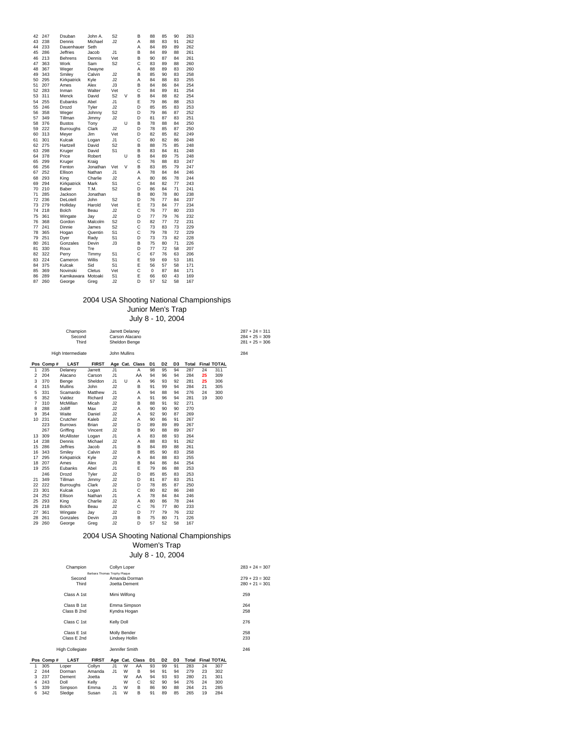| | | | | | | | | | | | |
|---|---|---|---|---|---|---|---|---|---|---|---|
| 42 | 247 | Dsuban | John A. | S2 | | B | 88 | 85 | 90 | 263 |
| 43 | 238 | Dennis | Michael | J2 | | A | 88 | 83 | 91 | 262 |
| 44 | 233 | Dauenhauer | Seth | | | A | 84 | 89 | 89 | 262 |
| 45 | 286 | Jeffries | Jacob | J1 | | B | 84 | 89 | 88 | 261 |
| 46 | 213 | Behrens | Dennis | Vet | | B | 90 | 87 | 84 | 261 |
| 47 | 363 | Work | Sam | S2 | | C | 83 | 89 | 88 | 260 |
| 48 | 367 | Weger | Dwayne | | | A | 88 | 89 | 83 | 260 |
| 49 | 343 | Smiley | Calvin | J2 | | B | 85 | 90 | 83 | 258 |
| 50 | 295 | Kirkpatrick | Kyle | J2 | | A | 84 | 88 | 83 | 255 |
| 51 | 207 | Ames | Alex | J3 | | B | 84 | 86 | 84 | 254 |
| 52 | 283 | Inman | Walter | Vet | | C | 84 | 89 | 81 | 254 |
| 53 | 311 | Menck | David | S2 | V | B | 84 | 88 | 82 | 254 |
| 54 | 255 | Eubanks | Abel | J1 | | E | 79 | 86 | 88 | 253 |
| 55 | 246 | Drozd | Tyler | J2 | | D | 85 | 85 | 83 | 253 |
| 56 | 358 | Weger | Johnny | S2 | | D | 79 | 86 | 87 | 252 |
| 57 | 349 | Tillman | Jimmy | J2 | | D | 81 | 87 | 83 | 251 |
| 58 | 376 | Bustos | Tony | | U | B | 78 | 88 | 84 | 250 |
| 59 | 222 | Burroughs | Clark | J2 | | D | 78 | 85 | 87 | 250 |
| 60 | 313 | Meyer | Jim | Vet | | D | 82 | 85 | 82 | 249 |
| 61 | 301 | Kulcak | Logan | J1 | | C | 80 | 82 | 86 | 248 |
| 62 | 275 | Hartzell | David | S2 | | B | 88 | 75 | 85 | 248 |
| 63 | 298 | Kruger | David | S1 | | B | 83 | 84 | 81 | 248 |
| 64 | 378 | Price | Robert | | U | B | 84 | 89 | 75 | 248 |
| 65 | 299 | Kruger | Kraig | | | C | 76 | 88 | 83 | 247 |
| 66 | 256 | Fenton | Jonathan | Vet | V | B | 83 | 85 | 79 | 247 |
| 67 | 252 | Ellison | Nathan | J1 | | A | 78 | 84 | 84 | 246 |
| 68 | 293 | King | Charlie | J2 | | A | 80 | 86 | 78 | 244 |
| 69 | 294 | Kirkpatrick | Mark | S1 | | C | 84 | 82 | 77 | 243 |
| 70 | 210 | Baber | T.M. | S2 | | D | 86 | 84 | 71 | 241 |
| 71 | 285 | Jackson | Jonathan | | | B | 80 | 78 | 80 | 238 |
| 72 | 236 | DeLotell | John | S2 | | D | 76 | 77 | 84 | 237 |
| 73 | 279 | Holliday | Harold | Vet | | E | 73 | 84 | 77 | 234 |
| 74 | 218 | Bolch | Beau | J2 | | C | 76 | 77 | 80 | 233 |
| 75 | 361 | Wingate | Jay | J2 | | D | 77 | 79 | 76 | 232 |
| 76 | 368 | Gordon | Malcolm | S2 | | D | 82 | 77 | 72 | 231 |
| 77 | 241 | Dinnie | James | S2 | | C | 73 | 83 | 73 | 229 |
| 78 | 365 | Hogan | Quentin | S1 | | C | 79 | 78 | 72 | 229 |
| 79 | 251 | Dyer | Rady | S1 | | D | 73 | 73 | 82 | 228 |
| 80 | 261 | Gonzales | Devin | J3 | | B | 75 | 80 | 71 | 226 |
| 81 | 330 | Roux | Tre | | | D | 77 | 72 | 58 | 207 |
| 82 | 322 | Perry | Timmy | S1 | | C | 67 | 76 | 63 | 206 |
| 83 | 224 | Cameron | Willis | S1 | | E | 59 | 69 | 53 | 181 |
| 84 | 375 | Kulcak | Sid | S1 | | E | 56 | 57 | 58 | 171 |
| 85 | 369 | Novinski | Cletus | Vet | | C | 0 | 87 | 84 | 171 |
| 86 | 289 | Kamikawara | Motoaki | S1 | | E | 66 | 60 | 43 | 169 |
| 87 | 260 | George | Greg | J2 | | D | 57 | 52 | 58 | 167 |

## 2004 USA Shooting National Championships
## Junior Men's Trap
## July 8 - 10, 2004

| | | |
|---|---|---|
| Champion | Jarrett Delaney | 287 + 24 = 311 |
| Second | Carson Alacano | 284 + 25 = 309 |
| Third | Sheldon Benge | 281 + 25 = 306 |
| High Intermediate | John Mullins | 284 |

| Pos | Comp # | LAST | FIRST | Age | Cat. | Class | D1 | D2 | D3 | Total | Final | TOTAL |
|---|---|---|---|---|---|---|---|---|---|---|---|---|
| 1 | 235 | Delaney | Jarrett | J1 | | A | 98 | 95 | 94 | 287 | 24 | 311 |
| 2 | 204 | Alacano | Carson | J1 | | AA | 94 | 96 | 94 | 284 | 25 | 309 |
| 3 | 370 | Benge | Sheldon | J1 | U | A | 96 | 93 | 92 | 281 | 25 | 306 |
| 4 | 315 | Mullins | John | J2 | | B | 91 | 99 | 94 | 284 | 21 | 305 |
| 5 | 331 | Scamardo | Matthew | J1 | | A | 94 | 88 | 94 | 276 | 24 | 300 |
| 6 | 352 | Valdez | Richard | J2 | | A | 91 | 96 | 94 | 281 | 19 | 300 |
| 7 | 310 | McMillan | Micah | J2 | | B | 88 | 91 | 92 | 271 | | |
| 8 | 288 | Jolliff | Max | J2 | | A | 90 | 90 | 90 | 270 | | |
| 9 | 354 | Waite | Daniel | J2 | | A | 92 | 90 | 87 | 269 | | |
| 10 | 231 | Crutcher | Kaleb | J2 | | A | 90 | 86 | 91 | 267 | | |
| | 223 | Burrows | Brian | J2 | | D | 89 | 89 | 89 | 267 | | |
| | 267 | Griffing | Vincent | J2 | | B | 90 | 88 | 89 | 267 | | |
| 13 | 309 | McAllister | Logan | J1 | | A | 83 | 88 | 93 | 264 | | |
| 14 | 238 | Dennis | Michael | J2 | | A | 88 | 83 | 91 | 262 | | |
| 15 | 286 | Jeffries | Jacob | J1 | | B | 84 | 89 | 88 | 261 | | |
| 16 | 343 | Smiley | Calvin | J2 | | B | 85 | 90 | 83 | 258 | | |
| 17 | 295 | Kirkpatrick | Kyle | J2 | | A | 84 | 88 | 83 | 255 | | |
| 18 | 207 | Ames | Alex | J3 | | B | 84 | 86 | 84 | 254 | | |
| 19 | 255 | Eubanks | Abel | J1 | | E | 79 | 86 | 88 | 253 | | |
| | 246 | Drozd | Tyler | J2 | | D | 85 | 85 | 83 | 253 | | |
| 21 | 349 | Tillman | Jimmy | J2 | | D | 81 | 87 | 83 | 251 | | |
| 22 | 222 | Burroughs | Clark | J2 | | D | 78 | 85 | 87 | 250 | | |
| 23 | 301 | Kulcak | Logan | J1 | | C | 80 | 82 | 86 | 248 | | |
| 24 | 252 | Ellison | Nathan | J1 | | A | 78 | 84 | 84 | 246 | | |
| 25 | 293 | King | Charlie | J2 | | A | 80 | 86 | 78 | 244 | | |
| 26 | 218 | Bolch | Beau | J2 | | C | 76 | 77 | 80 | 233 | | |
| 27 | 361 | Wingate | Jay | J2 | | D | 77 | 79 | 76 | 232 | | |
| 28 | 261 | Gonzales | Devin | J3 | | B | 75 | 80 | 71 | 226 | | |
| 29 | 260 | George | Greg | J2 | | D | 57 | 52 | 58 | 167 | | |

## 2004 USA Shooting National Championships
## Women's Trap
## July 8 - 10, 2004

| | | |
|---|---|---|
| Champion | Collyn Loper (Barbara Thomas Trophy Plaque) | 283 + 24 = 307 |
| Second | Amanda Dorman | 279 + 23 = 302 |
| Third | Joetta Dement | 280 + 21 = 301 |
| Class A 1st | Mimi Wilfong | 259 |
| Class B 1st | Emma Simpson | 264 |
| Class B 2nd | Kyndra Hogan | 258 |
| Class C 1st | Kelly Doll | 276 |
| Class E 1st | Molly Bender | 258 |
| Class E 2nd | Lindsey Hollin | 233 |
| High Collegiate | Jennifer Smith | 246 |

| Pos | Comp # | LAST | FIRST | Age | Cat. | Class | D1 | D2 | D3 | Total | Final | TOTAL |
|---|---|---|---|---|---|---|---|---|---|---|---|---|
| 1 | 305 | Loper | Collyn | J1 | W | AA | 93 | 99 | 91 | 283 | 24 | 307 |
| 2 | 244 | Dorman | Amanda | J1 | W | B | 94 | 91 | 94 | 279 | 23 | 302 |
| 3 | 237 | Dement | Joetta | | W | AA | 94 | 93 | 93 | 280 | 21 | 301 |
| 4 | 243 | Doll | Kelly | | W | C | 92 | 90 | 94 | 276 | 24 | 300 |
| 5 | 339 | Simpson | Emma | J1 | W | B | 86 | 90 | 88 | 264 | 21 | 285 |
| 6 | 342 | Sledge | Susan | J1 | W | B | 91 | 89 | 85 | 265 | 19 | 284 |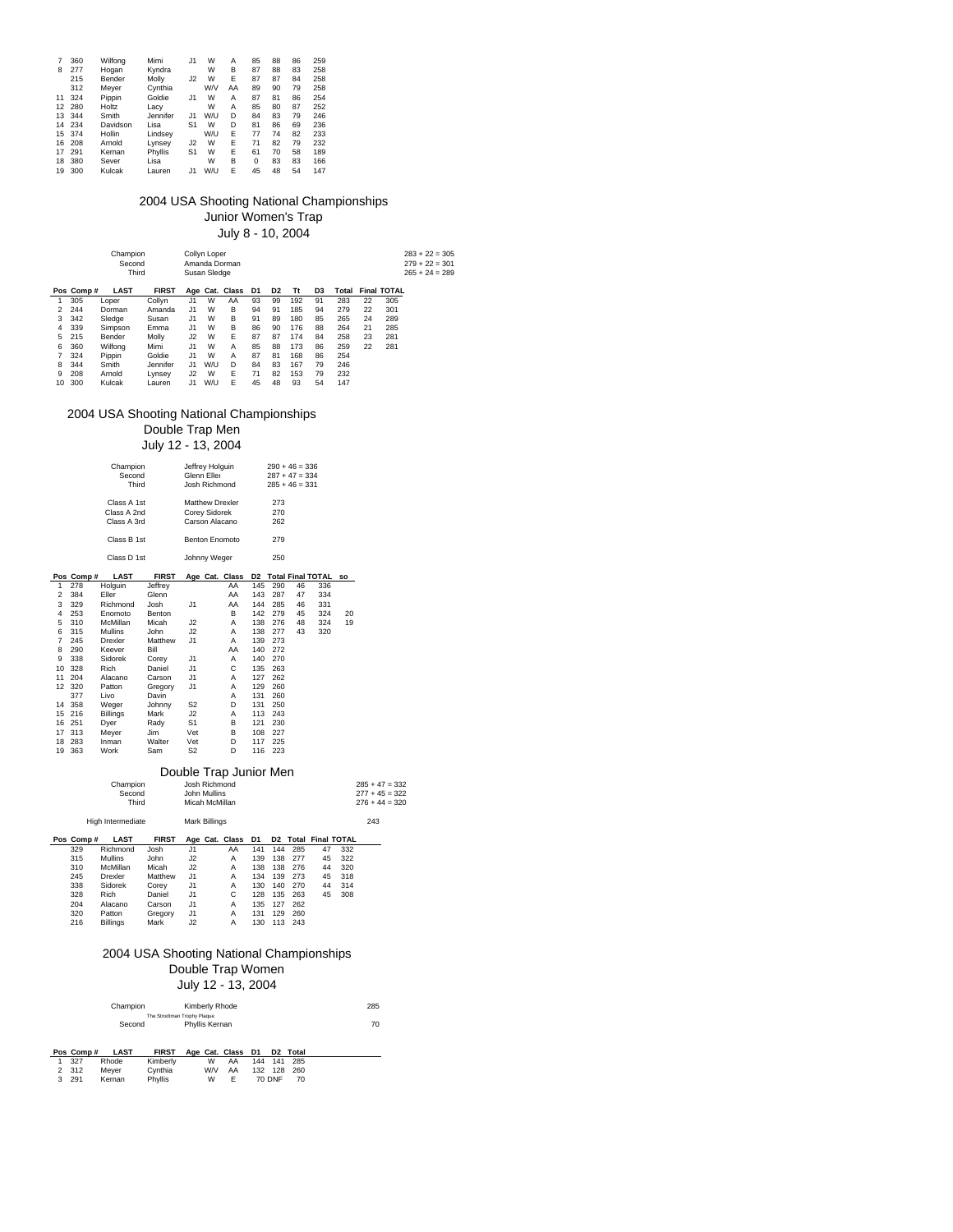| | | | | | | | | | | |
|---|---|---|---|---|---|---|---|---|---|---|
| 7 | 360 | Wilfong | Mimi | J1 | W | A | 85 | 88 | 86 | 259 |
| 8 | 277 | Hogan | Kyndra | | W | B | 87 | 88 | 83 | 258 |
| | 215 | Bender | Molly | J2 | W | E | 87 | 87 | 84 | 258 |
| | 312 | Meyer | Cynthia | | W/V | AA | 89 | 90 | 79 | 258 |
| 11 | 324 | Pippin | Goldie | J1 | W | A | 87 | 81 | 86 | 254 |
| 12 | 280 | Holtz | Lacy | | W | A | 85 | 80 | 87 | 252 |
| 13 | 344 | Smith | Jennifer | J1 | W/U | D | 84 | 83 | 79 | 246 |
| 14 | 234 | Davidson | Lisa | S1 | W | D | 81 | 86 | 69 | 236 |
| 15 | 374 | Hollin | Lindsey | | W/U | E | 77 | 74 | 82 | 233 |
| 16 | 208 | Arnold | Lynsey | J2 | W | E | 71 | 82 | 79 | 232 |
| 17 | 291 | Kernan | Phyllis | S1 | W | E | 61 | 70 | 58 | 189 |
| 18 | 380 | Sever | Lisa | | W | B | 0 | 83 | 83 | 166 |
| 19 | 300 | Kulcak | Lauren | J1 | W/U | E | 45 | 48 | 54 | 147 |

## 2004 USA Shooting National Championships
## Junior Women's Trap
## July 8 - 10, 2004

Champion — Collyn Loper — 283 + 22 = 305
Second — Amanda Dorman — 279 + 22 = 301
Third — Susan Sledge — 265 + 24 = 289

| Pos | Comp # | LAST | FIRST | Age | Cat. | Class | D1 | D2 | Tt | D3 | Total | Final | TOTAL |
|---|---|---|---|---|---|---|---|---|---|---|---|---|---|
| 1 | 305 | Loper | Collyn | J1 | W | AA | 93 | 99 | 192 | 91 | 283 | 22 | 305 |
| 2 | 244 | Dorman | Amanda | J1 | W | B | 94 | 91 | 185 | 94 | 279 | 22 | 301 |
| 3 | 342 | Sledge | Susan | J1 | W | B | 91 | 89 | 180 | 85 | 265 | 24 | 289 |
| 4 | 339 | Simpson | Emma | J1 | W | B | 86 | 90 | 176 | 88 | 264 | 21 | 285 |
| 5 | 215 | Bender | Molly | J2 | W | E | 87 | 87 | 174 | 84 | 258 | 23 | 281 |
| 6 | 360 | Wilfong | Mimi | J1 | W | A | 85 | 88 | 173 | 86 | 259 | 22 | 281 |
| 7 | 324 | Pippin | Goldie | J1 | W | A | 87 | 81 | 168 | 86 | 254 | | |
| 8 | 344 | Smith | Jennifer | J1 | W/U | D | 84 | 83 | 167 | 79 | 246 | | |
| 9 | 208 | Arnold | Lynsey | J2 | W | E | 71 | 82 | 153 | 79 | 232 | | |
| 10 | 300 | Kulcak | Lauren | J1 | W/U | E | 45 | 48 | 93 | 54 | 147 | | |

## 2004 USA Shooting National Championships
## Double Trap Men
## July 12 - 13, 2004

Champion — Jeffrey Holguin — 290 + 46 = 336
Second — Glenn Eller — 287 + 47 = 334
Third — Josh Richmond — 285 + 46 = 331

Class A 1st — Matthew Drexler — 273
Class A 2nd — Corey Sidorek — 270
Class A 3rd — Carson Alacano — 262

Class B 1st — Benton Enomoto — 279

Class D 1st — Johnny Weger — 250

| Pos | Comp # | LAST | FIRST | Age | Cat. | Class | D2 | Total | Final | TOTAL | so |
|---|---|---|---|---|---|---|---|---|---|---|---|
| 1 | 278 | Holguin | Jeffrey | | | AA | 145 | 290 | 46 | 336 | |
| 2 | 384 | Eller | Glenn | | | AA | 143 | 287 | 47 | 334 | |
| 3 | 329 | Richmond | Josh | J1 | | AA | 144 | 285 | 46 | 331 | |
| 4 | 253 | Enomoto | Benton | | | B | 142 | 279 | 45 | 324 | 20 |
| 5 | 310 | McMillan | Micah | J2 | | A | 138 | 276 | 48 | 324 | 19 |
| 6 | 315 | Mullins | John | J2 | | A | 138 | 277 | 43 | 320 | |
| 7 | 245 | Drexler | Matthew | J1 | | A | 139 | 273 | | | |
| 8 | 290 | Keever | Bill | | | AA | 140 | 272 | | | |
| 9 | 338 | Sidorek | Corey | J1 | | A | 140 | 270 | | | |
| 10 | 328 | Rich | Daniel | J1 | | C | 135 | 263 | | | |
| 11 | 204 | Alacano | Carson | J1 | | A | 127 | 262 | | | |
| 12 | 320 | Patton | Gregory | J1 | | A | 129 | 260 | | | |
| | 377 | Livo | Davin | | | A | 131 | 260 | | | |
| 14 | 358 | Weger | Johnny | S2 | | D | 131 | 250 | | | |
| 15 | 216 | Billings | Mark | J2 | | A | 113 | 243 | | | |
| 16 | 251 | Dyer | Rady | S1 | | B | 121 | 230 | | | |
| 17 | 313 | Meyer | Jim | Vet | | B | 108 | 227 | | | |
| 18 | 283 | Inman | Walter | Vet | | D | 117 | 225 | | | |
| 19 | 363 | Work | Sam | S2 | | D | 116 | 223 | | | |

## Double Trap Junior Men

Champion — Josh Richmond — 285 + 47 = 332
Second — John Mullins — 277 + 45 = 322
Third — Micah McMillan — 276 + 44 = 320

High Intermediate — Mark Billings — 243

| Pos | Comp # | LAST | FIRST | Age | Cat. | Class | D1 | D2 | Total | Final | TOTAL |
|---|---|---|---|---|---|---|---|---|---|---|---|
| | 329 | Richmond | Josh | J1 | | AA | 141 | 144 | 285 | 47 | 332 |
| | 315 | Mullins | John | J2 | | A | 139 | 138 | 277 | 45 | 322 |
| | 310 | McMillan | Micah | J2 | | A | 138 | 138 | 276 | 44 | 320 |
| | 245 | Drexler | Matthew | J1 | | A | 134 | 139 | 273 | 45 | 318 |
| | 338 | Sidorek | Corey | J1 | | A | 130 | 140 | 270 | 44 | 314 |
| | 328 | Rich | Daniel | J1 | | C | 128 | 135 | 263 | 45 | 308 |
| | 204 | Alacano | Carson | J1 | | A | 135 | 127 | 262 | | |
| | 320 | Patton | Gregory | J1 | | A | 131 | 129 | 260 | | |
| | 216 | Billings | Mark | J2 | | A | 130 | 113 | 243 | | |

## 2004 USA Shooting National Championships
## Double Trap Women
## July 12 - 13, 2004

Champion — Kimberly Rhode — 285
The Stroditman Trophy Plaque
Second — Phyllis Kernan — 70

| Pos | Comp # | LAST | FIRST | Age | Cat. | Class | D1 | D2 | Total |
|---|---|---|---|---|---|---|---|---|---|
| 1 | 327 | Rhode | Kimberly | | W | AA | 144 | 141 | 285 |
| 2 | 312 | Meyer | Cynthia | | W/V | AA | 132 | 128 | 260 |
| 3 | 291 | Kernan | Phyllis | | W | E | 70 | DNF | 70 |